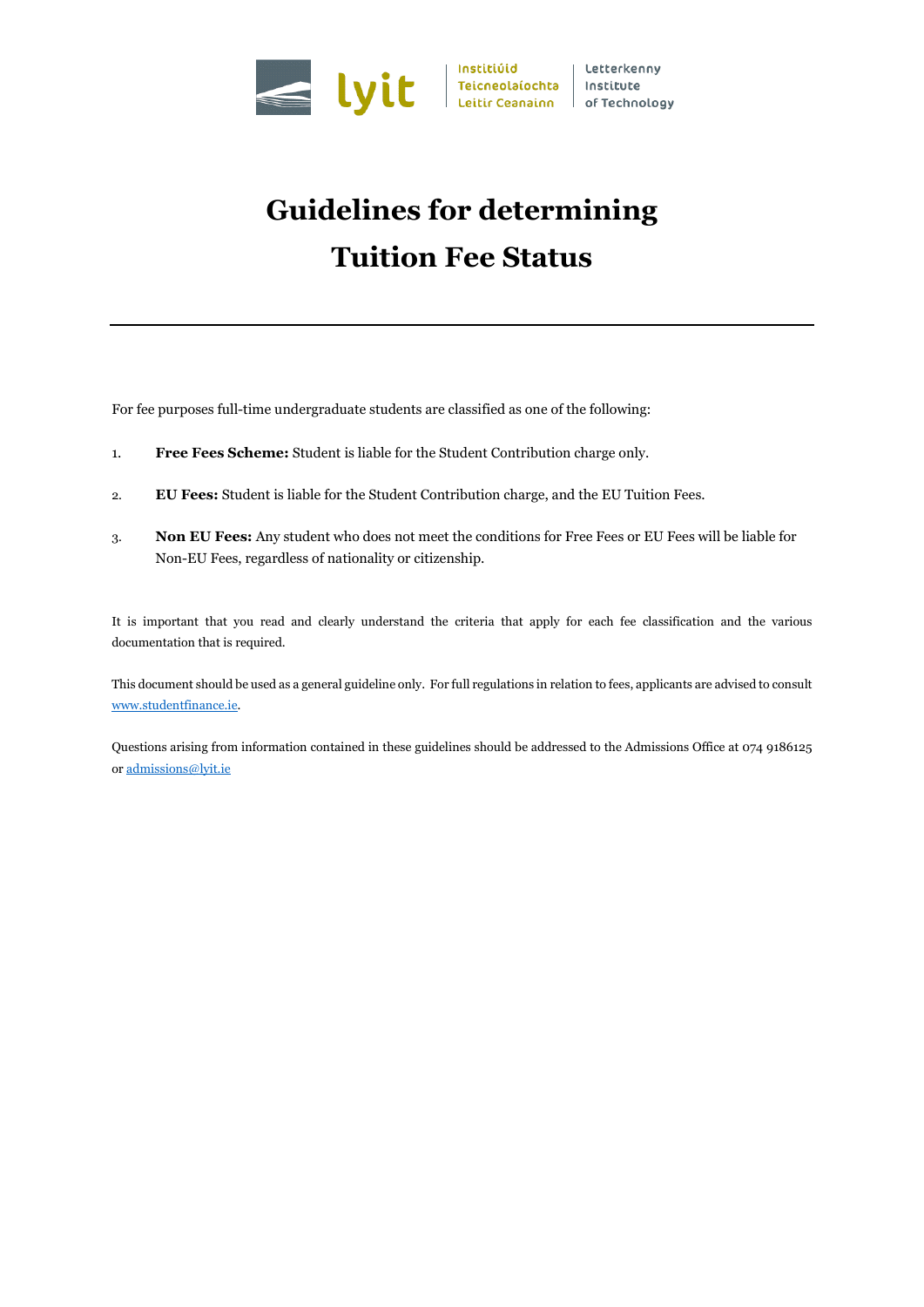# Guidelines for determining Tuition Fee Status

For fee purposes full-time undergraduate students are classified as one of the following:

1. **Free Fees Scheme:** Student is liable for the Student Contribution charge only.

2. **EU Fees:** Student is liable for the Student Contribution charge, and the EU Tuition Fees.

3. **Non EU Fees:** Any student who does not meet the conditions for Free Fees or EU Fees will be liable for Non-EU Fees, regardless of nationality or citizenship.

It is important that you read and clearly understand the criteria that apply for each fee classification and the various documentation that is required.

This document should be used as a general guideline only. For full regulations in relation to fees, applicants are advised to consult [www.studentfinance.ie](http://www.studentfinance.ie).

Questions arising from information contained in these guidelines should be addressed to the Admissions Office at 074 9186125 or [admissions@lyit.ie](mailto:admissions@lyit.ie)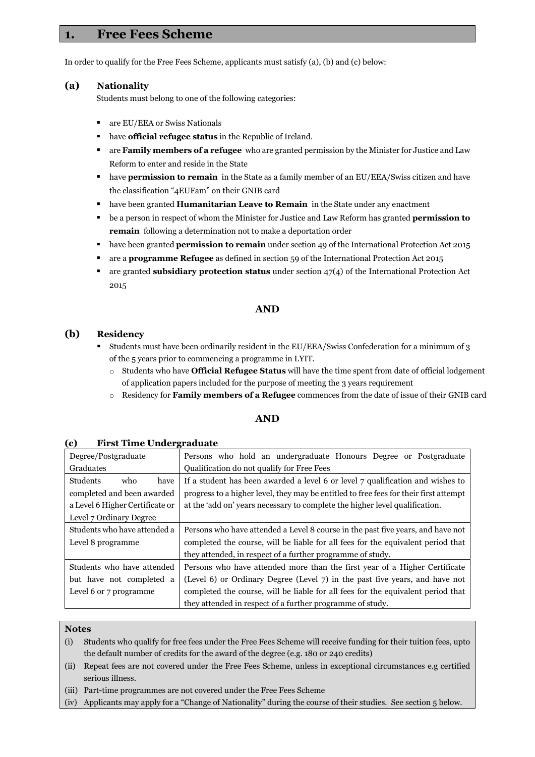## 1. Free Fees Scheme

In order to qualify for the Free Fees Scheme, applicants must satisfy (a), (b) and (c) below:

### (a) Nationality

Students must belong to one of the following categories:

- are EU/EEA or Swiss Nationals
- have **official refugee status** in the Republic of Ireland.
- are **Family members of a refugee** who are granted permission by the Minister for Justice and Law Reform to enter and reside in the State
- have **permission to remain** in the State as a family member of an EU/EEA/Swiss citizen and have the classification "4EUFam" on their GNIB card
- have been granted **Humanitarian Leave to Remain** in the State under any enactment
- be a person in respect of whom the Minister for Justice and Law Reform has granted **permission to remain** following a determination not to make a deportation order
- have been granted **permission to remain** under section 49 of the International Protection Act 2015
- are a **programme Refugee** as defined in section 59 of the International Protection Act 2015
- are granted **subsidiary protection status** under section 47(4) of the International Protection Act 2015

**AND**

### (b) Residency

- Students must have been ordinarily resident in the EU/EEA/Swiss Confederation for a minimum of 3 of the 5 years prior to commencing a programme in LYIT.
  - Students who have **Official Refugee Status** will have the time spent from date of official lodgement of application papers included for the purpose of meeting the 3 years requirement
  - Residency for **Family members of a Refugee** commences from the date of issue of their GNIB card

**AND**

### (c) First Time Undergraduate

| | |
|---|---|
| Degree/Postgraduate Graduates | Persons who hold an undergraduate Honours Degree or Postgraduate Qualification do not qualify for Free Fees |
| Students who have completed and been awarded a Level 6 Higher Certificate or Level 7 Ordinary Degree | If a student has been awarded a level 6 or level 7 qualification and wishes to progress to a higher level, they may be entitled to free fees for their first attempt at the 'add on' years necessary to complete the higher level qualification. |
| Students who have attended a Level 8 programme | Persons who have attended a Level 8 course in the past five years, and have not completed the course, will be liable for all fees for the equivalent period that they attended, in respect of a further programme of study. |
| Students who have attended but have not completed a Level 6 or 7 programme | Persons who have attended more than the first year of a Higher Certificate (Level 6) or Ordinary Degree (Level 7) in the past five years, and have not completed the course, will be liable for all fees for the equivalent period that they attended in respect of a further programme of study. |

**Notes**

(i) Students who qualify for free fees under the Free Fees Scheme will receive funding for their tuition fees, upto the default number of credits for the award of the degree (e.g. 180 or 240 credits)

(ii) Repeat fees are not covered under the Free Fees Scheme, unless in exceptional circumstances e.g certified serious illness.

(iii) Part-time programmes are not covered under the Free Fees Scheme

(iv) Applicants may apply for a "Change of Nationality" during the course of their studies. See section 5 below.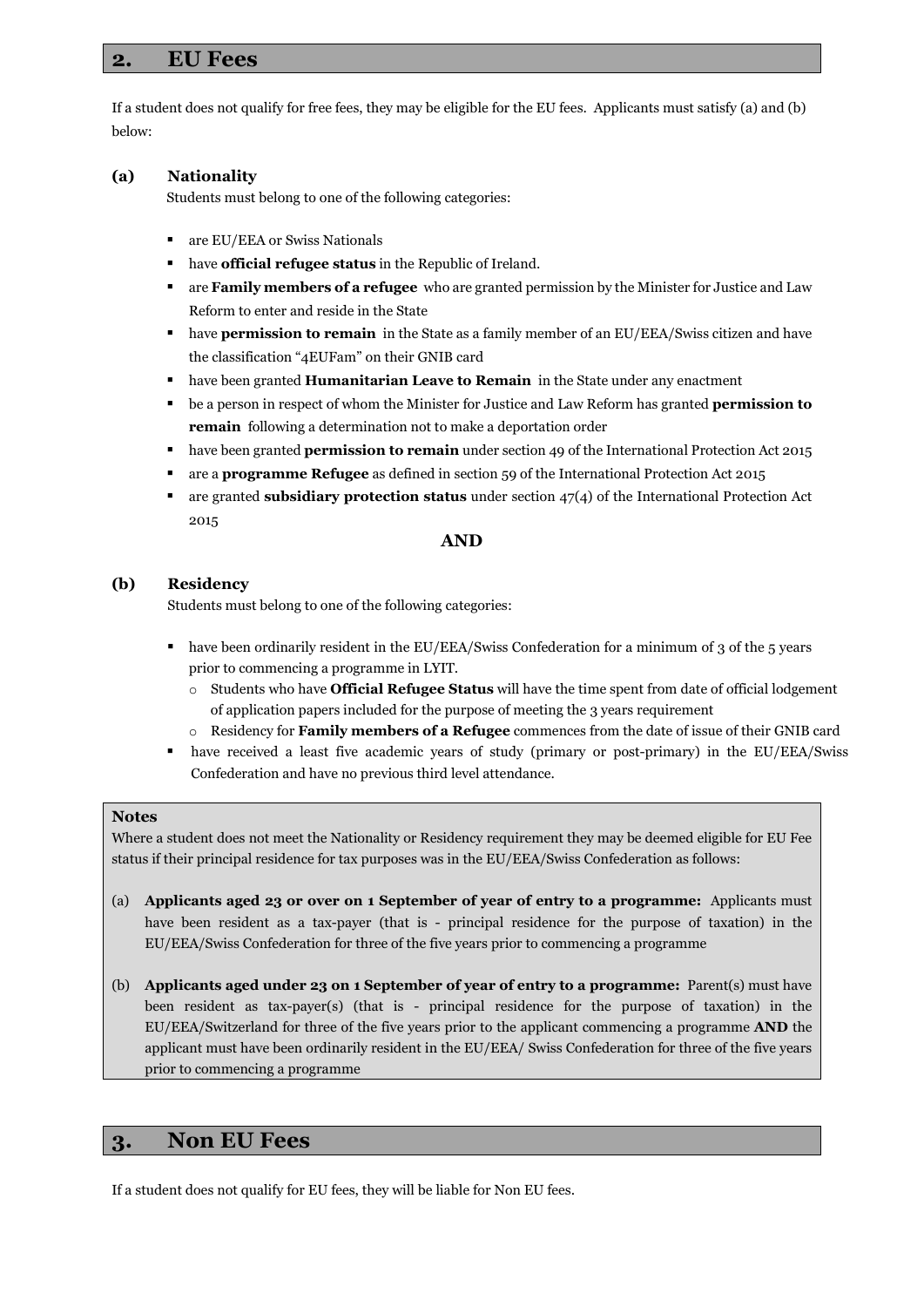## 2. EU Fees

If a student does not qualify for free fees, they may be eligible for the EU fees. Applicants must satisfy (a) and (b) below:

### (a) Nationality

Students must belong to one of the following categories:

- are EU/EEA or Swiss Nationals
- have **official refugee status** in the Republic of Ireland.
- are **Family members of a refugee** who are granted permission by the Minister for Justice and Law Reform to enter and reside in the State
- have **permission to remain** in the State as a family member of an EU/EEA/Swiss citizen and have the classification "4EUFam" on their GNIB card
- have been granted **Humanitarian Leave to Remain** in the State under any enactment
- be a person in respect of whom the Minister for Justice and Law Reform has granted **permission to remain** following a determination not to make a deportation order
- have been granted **permission to remain** under section 49 of the International Protection Act 2015
- are a **programme Refugee** as defined in section 59 of the International Protection Act 2015
- are granted **subsidiary protection status** under section 47(4) of the International Protection Act 2015

**AND**

### (b) Residency

Students must belong to one of the following categories:

- have been ordinarily resident in the EU/EEA/Swiss Confederation for a minimum of 3 of the 5 years prior to commencing a programme in LYIT.
  - Students who have **Official Refugee Status** will have the time spent from date of official lodgement of application papers included for the purpose of meeting the 3 years requirement
  - Residency for **Family members of a Refugee** commences from the date of issue of their GNIB card
- have received a least five academic years of study (primary or post-primary) in the EU/EEA/Swiss Confederation and have no previous third level attendance.

**Notes**

Where a student does not meet the Nationality or Residency requirement they may be deemed eligible for EU Fee status if their principal residence for tax purposes was in the EU/EEA/Swiss Confederation as follows:

(a) **Applicants aged 23 or over on 1 September of year of entry to a programme:** Applicants must have been resident as a tax-payer (that is - principal residence for the purpose of taxation) in the EU/EEA/Swiss Confederation for three of the five years prior to commencing a programme

(b) **Applicants aged under 23 on 1 September of year of entry to a programme:** Parent(s) must have been resident as tax-payer(s) (that is - principal residence for the purpose of taxation) in the EU/EEA/Switzerland for three of the five years prior to the applicant commencing a programme **AND** the applicant must have been ordinarily resident in the EU/EEA/ Swiss Confederation for three of the five years prior to commencing a programme

## 3. Non EU Fees

If a student does not qualify for EU fees, they will be liable for Non EU fees.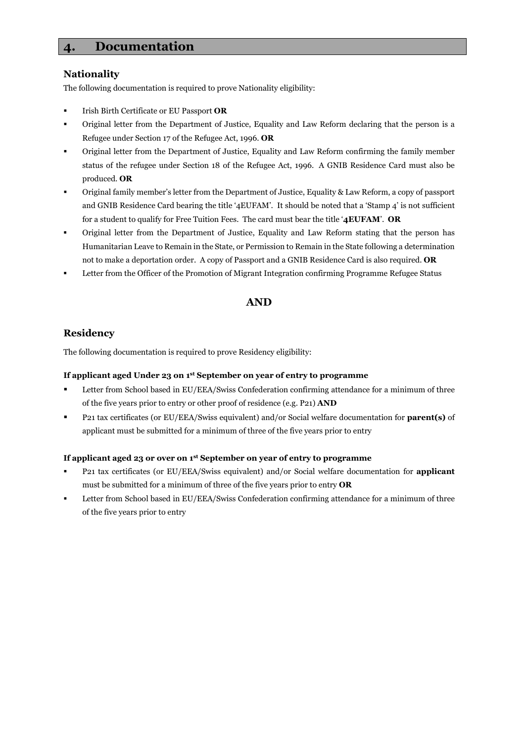# 4. Documentation

## Nationality

The following documentation is required to prove Nationality eligibility:

- Irish Birth Certificate or EU Passport **OR**
- Original letter from the Department of Justice, Equality and Law Reform declaring that the person is a Refugee under Section 17 of the Refugee Act, 1996. **OR**
- Original letter from the Department of Justice, Equality and Law Reform confirming the family member status of the refugee under Section 18 of the Refugee Act, 1996. A GNIB Residence Card must also be produced. **OR**
- Original family member's letter from the Department of Justice, Equality & Law Reform, a copy of passport and GNIB Residence Card bearing the title '4EUFAM'. It should be noted that a 'Stamp 4' is not sufficient for a student to qualify for Free Tuition Fees. The card must bear the title '**4EUFAM**'. **OR**
- Original letter from the Department of Justice, Equality and Law Reform stating that the person has Humanitarian Leave to Remain in the State, or Permission to Remain in the State following a determination not to make a deportation order. A copy of Passport and a GNIB Residence Card is also required. **OR**
- Letter from the Officer of the Promotion of Migrant Integration confirming Programme Refugee Status

**AND**

## Residency

The following documentation is required to prove Residency eligibility:

**If applicant aged Under 23 on 1st September on year of entry to programme**

- Letter from School based in EU/EEA/Swiss Confederation confirming attendance for a minimum of three of the five years prior to entry or other proof of residence (e.g. P21) **AND**
- P21 tax certificates (or EU/EEA/Swiss equivalent) and/or Social welfare documentation for **parent(s)** of applicant must be submitted for a minimum of three of the five years prior to entry

**If applicant aged 23 or over on 1st September on year of entry to programme**

- P21 tax certificates (or EU/EEA/Swiss equivalent) and/or Social welfare documentation for **applicant** must be submitted for a minimum of three of the five years prior to entry **OR**
- Letter from School based in EU/EEA/Swiss Confederation confirming attendance for a minimum of three of the five years prior to entry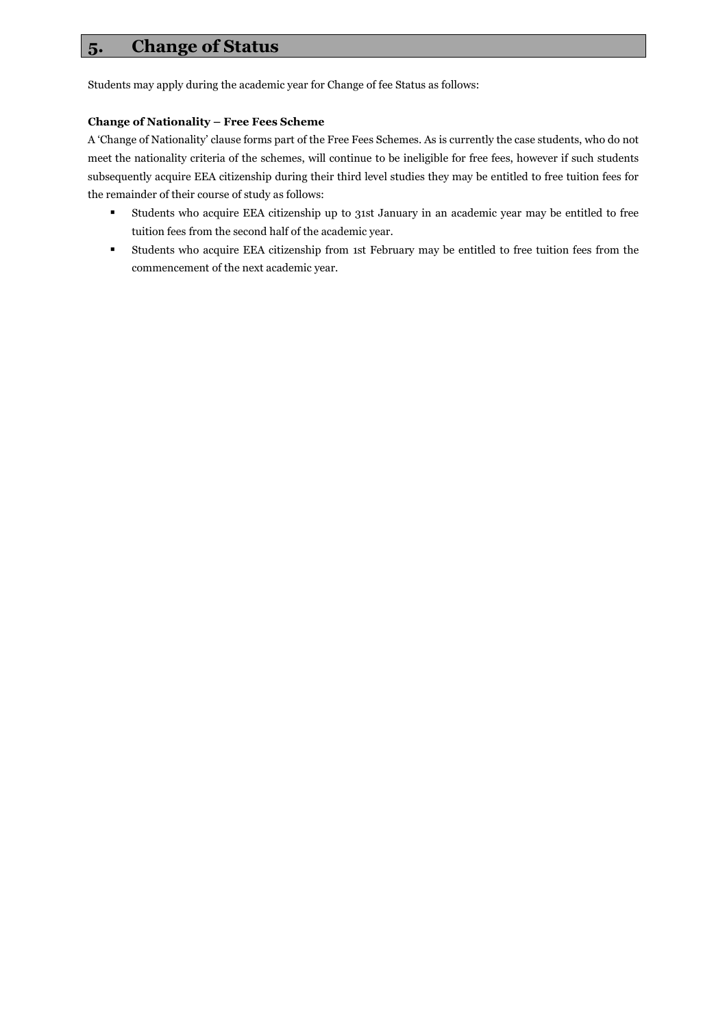# 5. Change of Status

Students may apply during the academic year for Change of fee Status as follows:

**Change of Nationality – Free Fees Scheme**

A 'Change of Nationality' clause forms part of the Free Fees Schemes. As is currently the case students, who do not meet the nationality criteria of the schemes, will continue to be ineligible for free fees, however if such students subsequently acquire EEA citizenship during their third level studies they may be entitled to free tuition fees for the remainder of their course of study as follows:

- Students who acquire EEA citizenship up to 31st January in an academic year may be entitled to free tuition fees from the second half of the academic year.
- Students who acquire EEA citizenship from 1st February may be entitled to free tuition fees from the commencement of the next academic year.